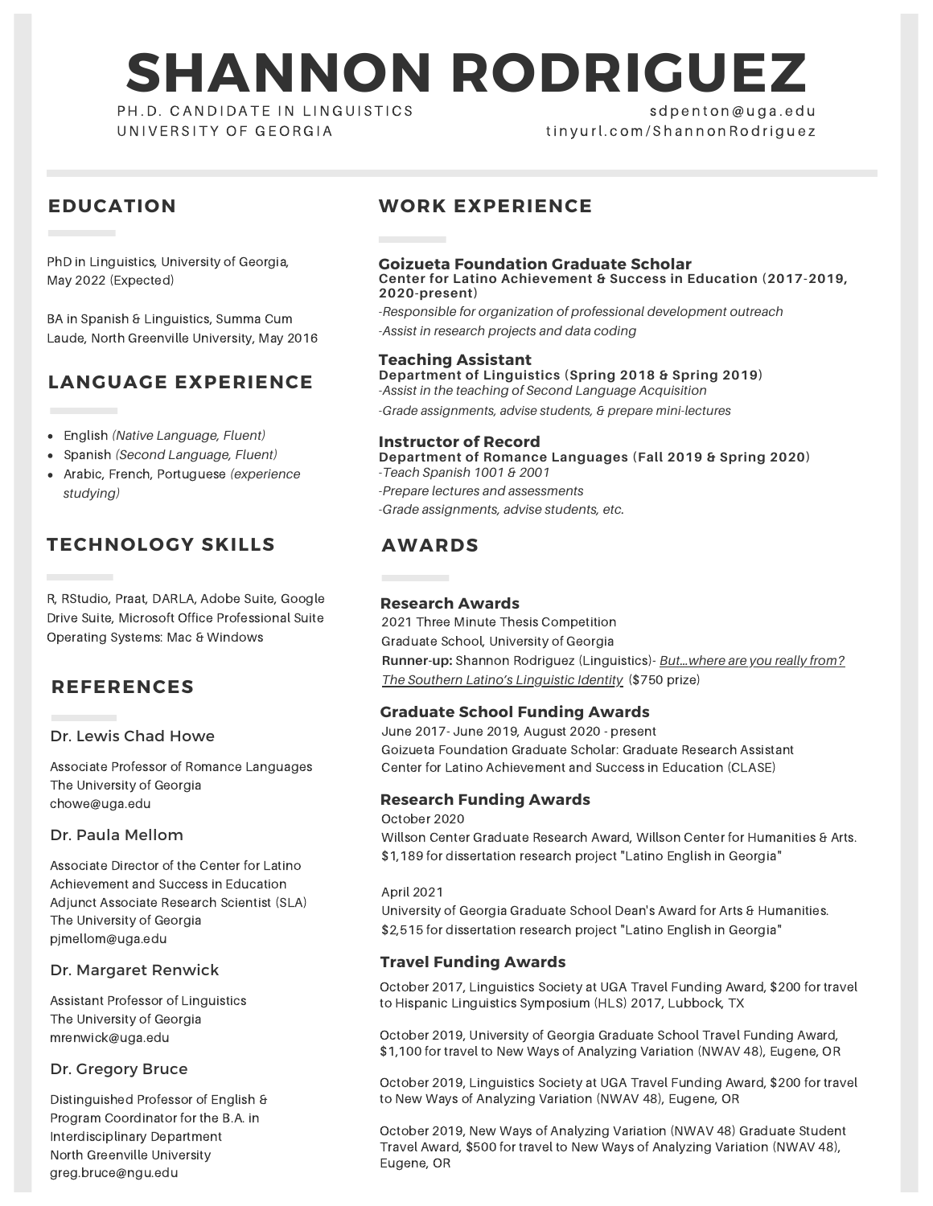# SHANNON RODRIGUEZ

PH.D. CANDIDATE IN LINGUISTICS
UNIVERSITY OF GEORGIA

sdpenton@uga.edu
tinyurl.com/ShannonRodriguez

## EDUCATION

PhD in Linguistics, University of Georgia, May 2022 (Expected)

BA in Spanish & Linguistics, Summa Cum Laude, North Greenville University, May 2016

## LANGUAGE EXPERIENCE

- English *(Native Language, Fluent)*
- Spanish *(Second Language, Fluent)*
- Arabic, French, Portuguese *(experience studying)*

## TECHNOLOGY SKILLS

R, RStudio, Praat, DARLA, Adobe Suite, Google Drive Suite, Microsoft Office Professional Suite
Operating Systems: Mac & Windows

## REFERENCES

### Dr. Lewis Chad Howe

Associate Professor of Romance Languages
The University of Georgia
chowe@uga.edu

### Dr. Paula Mellom

Associate Director of the Center for Latino Achievement and Success in Education
Adjunct Associate Research Scientist (SLA)
The University of Georgia
pjmellom@uga.edu

### Dr. Margaret Renwick

Assistant Professor of Linguistics
The University of Georgia
mrenwick@uga.edu

### Dr. Gregory Bruce

Distinguished Professor of English & Program Coordinator for the B.A. in Interdisciplinary Department
North Greenville University
greg.bruce@ngu.edu

## WORK EXPERIENCE

### Goizueta Foundation Graduate Scholar
**Center for Latino Achievement & Success in Education (2017-2019, 2020-present)**

*-Responsible for organization of professional development outreach*
*-Assist in research projects and data coding*

### Teaching Assistant
**Department of Linguistics (Spring 2018 & Spring 2019)**

*-Assist in the teaching of Second Language Acquisition*
*-Grade assignments, advise students, & prepare mini-lectures*

### Instructor of Record
**Department of Romance Languages (Fall 2019 & Spring 2020)**

*-Teach Spanish 1001 & 2001*
*-Prepare lectures and assessments*
*-Grade assignments, advise students, etc.*

## AWARDS

### Research Awards

2021 Three Minute Thesis Competition
Graduate School, University of Georgia
**Runner-up:** Shannon Rodriguez (Linguistics)- *But…where are you really from? The Southern Latino's Linguistic Identity* ($750 prize)

### Graduate School Funding Awards

June 2017- June 2019, August 2020 - present
Goizueta Foundation Graduate Scholar: Graduate Research Assistant
Center for Latino Achievement and Success in Education (CLASE)

### Research Funding Awards

October 2020
Willson Center Graduate Research Award, Willson Center for Humanities & Arts. $1,189 for dissertation research project "Latino English in Georgia"

April 2021
University of Georgia Graduate School Dean's Award for Arts & Humanities. $2,515 for dissertation research project "Latino English in Georgia"

### Travel Funding Awards

October 2017, Linguistics Society at UGA Travel Funding Award, $200 for travel to Hispanic Linguistics Symposium (HLS) 2017, Lubbock, TX

October 2019, University of Georgia Graduate School Travel Funding Award, $1,100 for travel to New Ways of Analyzing Variation (NWAV 48), Eugene, OR

October 2019, Linguistics Society at UGA Travel Funding Award, $200 for travel to New Ways of Analyzing Variation (NWAV 48), Eugene, OR

October 2019, New Ways of Analyzing Variation (NWAV 48) Graduate Student Travel Award, $500 for travel to New Ways of Analyzing Variation (NWAV 48), Eugene, OR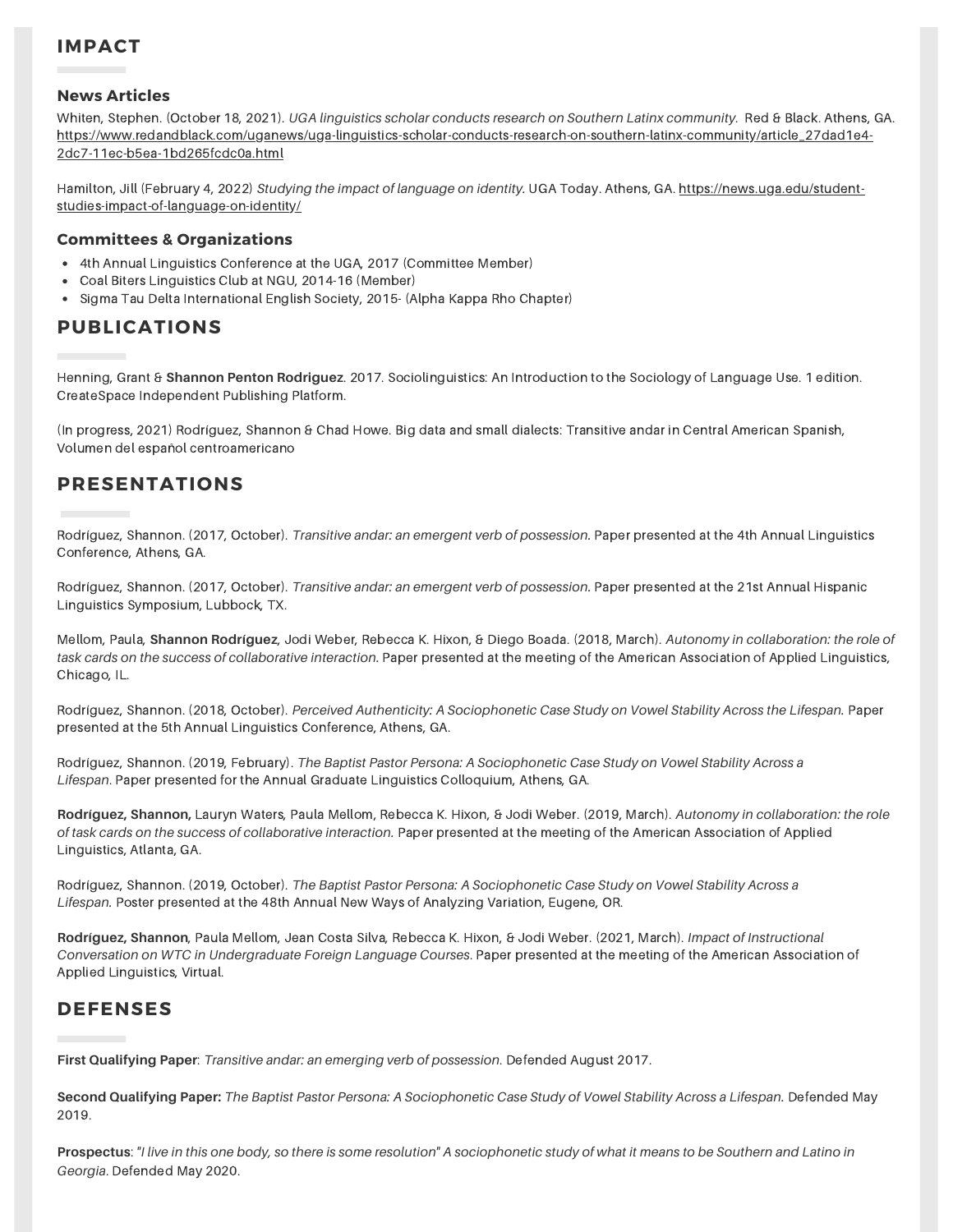## IMPACT

### News Articles

Whiten, Stephen. (October 18, 2021). *UGA linguistics scholar conducts research on Southern Latinx community.* Red & Black. Athens, GA. https://www.redandblack.com/uganews/uga-linguistics-scholar-conducts-research-on-southern-latinx-community/article_27dad1e4-2dc7-11ec-b5ea-1bd265fcdc0a.html

Hamilton, Jill (February 4, 2022) *Studying the impact of language on identity.* UGA Today. Athens, GA. https://news.uga.edu/student-studies-impact-of-language-on-identity/

### Committees & Organizations

- 4th Annual Linguistics Conference at the UGA, 2017 (Committee Member)
- Coal Biters Linguistics Club at NGU, 2014-16 (Member)
- Sigma Tau Delta International English Society, 2015- (Alpha Kappa Rho Chapter)

## PUBLICATIONS

Henning, Grant & **Shannon Penton Rodriguez**. 2017. Sociolinguistics: An Introduction to the Sociology of Language Use. 1 edition. CreateSpace Independent Publishing Platform.

(In progress, 2021) Rodríguez, Shannon & Chad Howe. Big data and small dialects: Transitive andar in Central American Spanish, Volumen del español centroamericano

## PRESENTATIONS

Rodríguez, Shannon. (2017, October). *Transitive andar: an emergent verb of possession.* Paper presented at the 4th Annual Linguistics Conference, Athens, GA.

Rodríguez, Shannon. (2017, October). *Transitive andar: an emergent verb of possession.* Paper presented at the 21st Annual Hispanic Linguistics Symposium, Lubbock, TX.

Mellom, Paula, **Shannon Rodríguez**, Jodi Weber, Rebecca K. Hixon, & Diego Boada. (2018, March). *Autonomy in collaboration: the role of task cards on the success of collaborative interaction.* Paper presented at the meeting of the American Association of Applied Linguistics, Chicago, IL.

Rodríguez, Shannon. (2018, October). *Perceived Authenticity: A Sociophonetic Case Study on Vowel Stability Across the Lifespan.* Paper presented at the 5th Annual Linguistics Conference, Athens, GA.

Rodríguez, Shannon. (2019, February). *The Baptist Pastor Persona: A Sociophonetic Case Study on Vowel Stability Across a Lifespan.* Paper presented for the Annual Graduate Linguistics Colloquium, Athens, GA.

**Rodríguez, Shannon,** Lauryn Waters, Paula Mellom, Rebecca K. Hixon, & Jodi Weber. (2019, March). *Autonomy in collaboration: the role of task cards on the success of collaborative interaction.* Paper presented at the meeting of the American Association of Applied Linguistics, Atlanta, GA.

Rodríguez, Shannon. (2019, October). *The Baptist Pastor Persona: A Sociophonetic Case Study on Vowel Stability Across a Lifespan.* Poster presented at the 48th Annual New Ways of Analyzing Variation, Eugene, OR.

**Rodríguez, Shannon**, Paula Mellom, Jean Costa Silva, Rebecca K. Hixon, & Jodi Weber. (2021, March). *Impact of Instructional Conversation on WTC in Undergraduate Foreign Language Courses.* Paper presented at the meeting of the American Association of Applied Linguistics, Virtual.

## DEFENSES

**First Qualifying Paper**: *Transitive andar: an emerging verb of possession.* Defended August 2017.

**Second Qualifying Paper:** *The Baptist Pastor Persona: A Sociophonetic Case Study of Vowel Stability Across a Lifespan.* Defended May 2019.

**Prospectus**: *"I live in this one body, so there is some resolution" A sociophonetic study of what it means to be Southern and Latino in Georgia.* Defended May 2020.